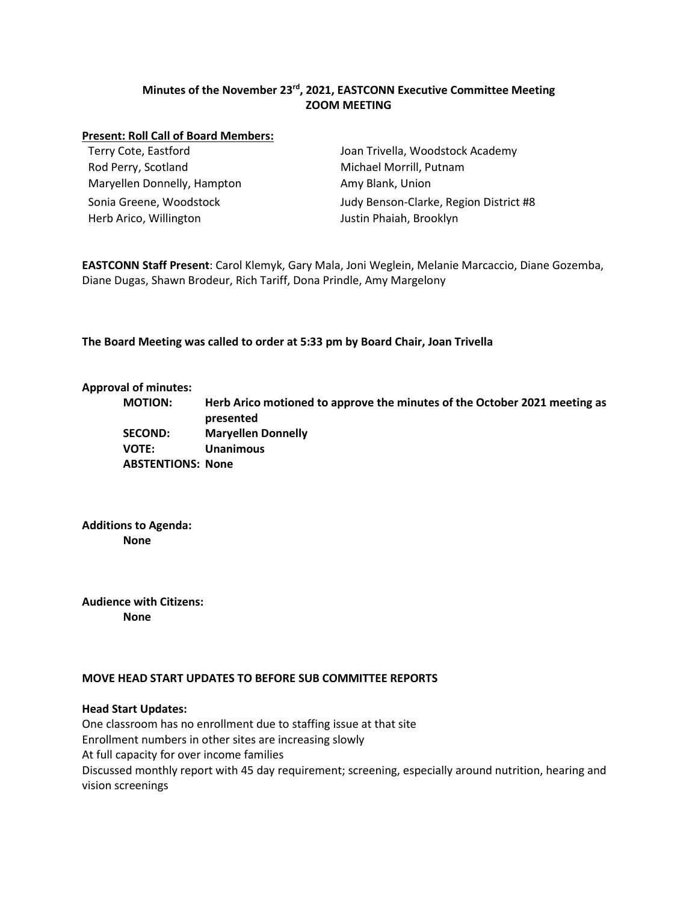**Minutes of the November 23rd, 2021, EASTCONN Executive Committee Meeting**
**ZOOM MEETING**

**Present: Roll Call of Board Members:**

Terry Cote, Eastford
Rod Perry, Scotland
Maryellen Donnelly, Hampton
Sonia Greene, Woodstock
Herb Arico, Willington
Joan Trivella, Woodstock Academy
Michael Morrill, Putnam
Amy Blank, Union
Judy Benson-Clarke, Region District #8
Justin Phaiah, Brooklyn

**EASTCONN Staff Present**: Carol Klemyk, Gary Mala, Joni Weglein, Melanie Marcaccio, Diane Gozemba, Diane Dugas, Shawn Brodeur, Rich Tariff, Dona Prindle, Amy Margelony

**The Board Meeting was called to order at 5:33 pm by Board Chair, Joan Trivella**

**Approval of minutes:**

**MOTION:** **Herb Arico motioned to approve the minutes of the October 2021 meeting as presented**
**SECOND:** **Maryellen Donnelly**
**VOTE:** **Unanimous**
**ABSTENTIONS: None**

**Additions to Agenda:**
**None**

**Audience with Citizens:**
**None**

**MOVE HEAD START UPDATES TO BEFORE SUB COMMITTEE REPORTS**

**Head Start Updates:**

One classroom has no enrollment due to staffing issue at that site
Enrollment numbers in other sites are increasing slowly
At full capacity for over income families
Discussed monthly report with 45 day requirement; screening, especially around nutrition, hearing and vision screenings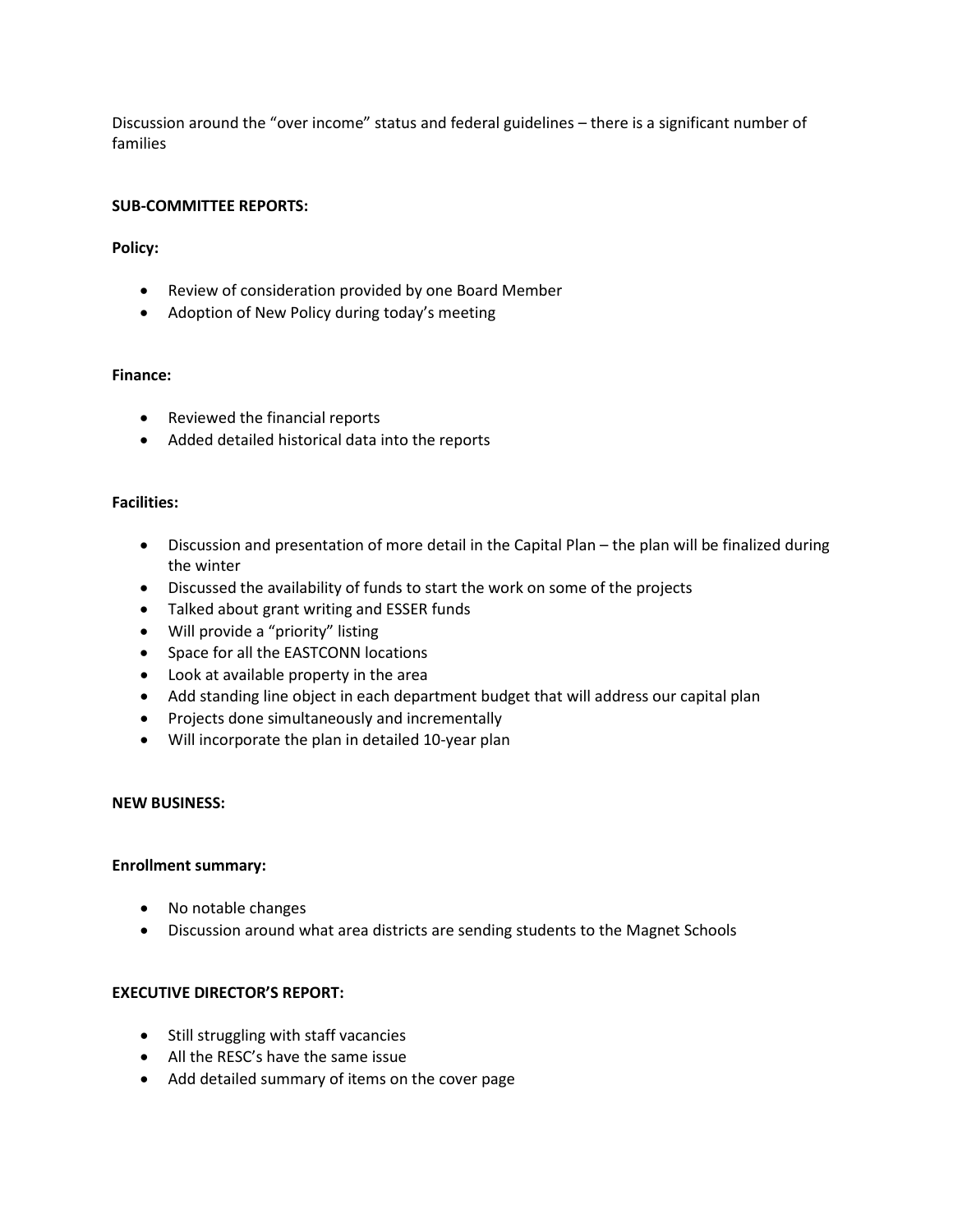Discussion around the "over income" status and federal guidelines – there is a significant number of families

**SUB-COMMITTEE REPORTS:**

**Policy:**

- Review of consideration provided by one Board Member
- Adoption of New Policy during today's meeting

**Finance:**

- Reviewed the financial reports
- Added detailed historical data into the reports

**Facilities:**

- Discussion and presentation of more detail in the Capital Plan – the plan will be finalized during the winter
- Discussed the availability of funds to start the work on some of the projects
- Talked about grant writing and ESSER funds
- Will provide a "priority" listing
- Space for all the EASTCONN locations
- Look at available property in the area
- Add standing line object in each department budget that will address our capital plan
- Projects done simultaneously and incrementally
- Will incorporate the plan in detailed 10-year plan

**NEW BUSINESS:**

**Enrollment summary:**

- No notable changes
- Discussion around what area districts are sending students to the Magnet Schools

**EXECUTIVE DIRECTOR'S REPORT:**

- Still struggling with staff vacancies
- All the RESC's have the same issue
- Add detailed summary of items on the cover page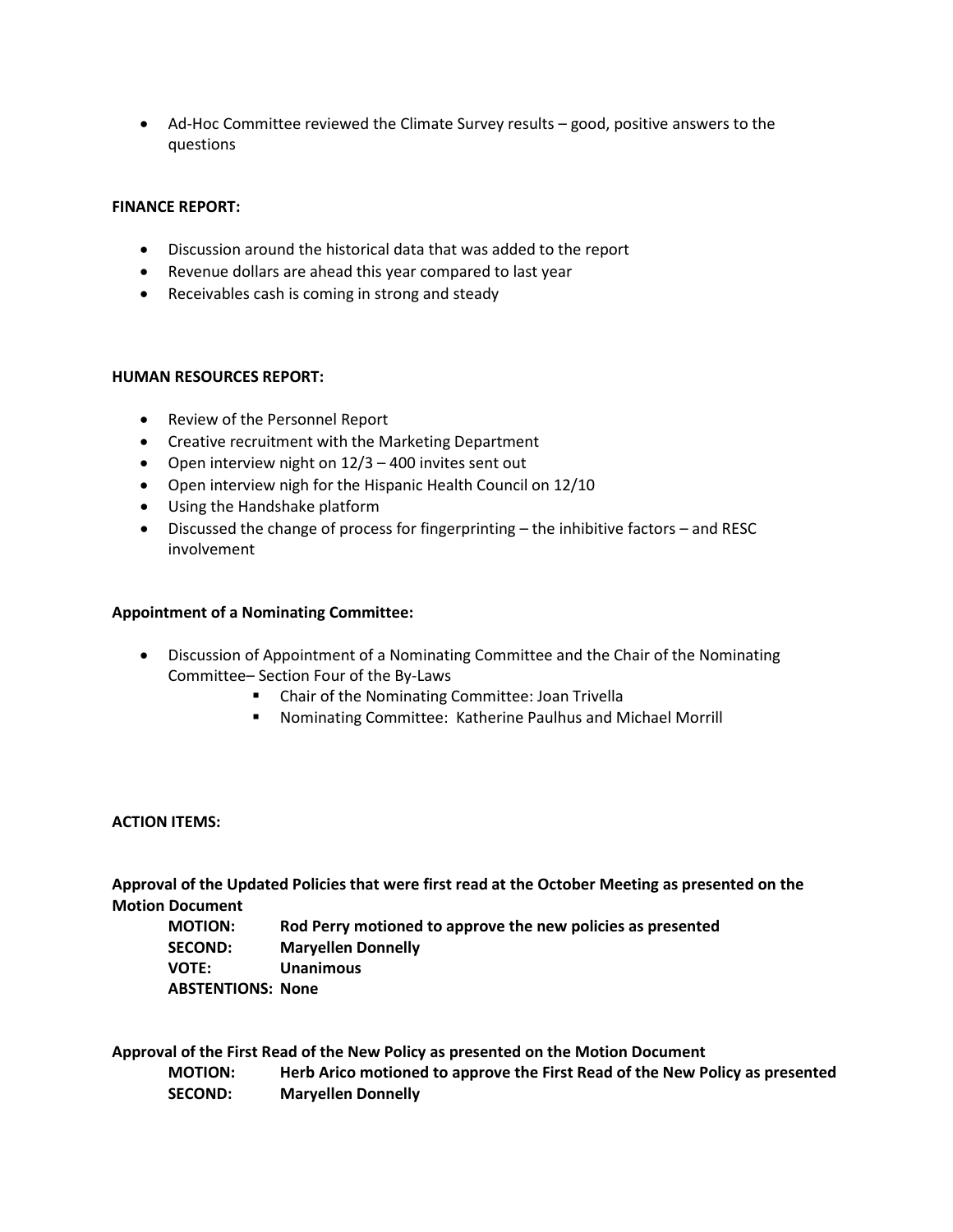- Ad-Hoc Committee reviewed the Climate Survey results – good, positive answers to the questions

**FINANCE REPORT:**

- Discussion around the historical data that was added to the report
- Revenue dollars are ahead this year compared to last year
- Receivables cash is coming in strong and steady

**HUMAN RESOURCES REPORT:**

- Review of the Personnel Report
- Creative recruitment with the Marketing Department
- Open interview night on 12/3 – 400 invites sent out
- Open interview nigh for the Hispanic Health Council on 12/10
- Using the Handshake platform
- Discussed the change of process for fingerprinting – the inhibitive factors – and RESC involvement

**Appointment of a Nominating Committee:**

- Discussion of Appointment of a Nominating Committee and the Chair of the Nominating Committee– Section Four of the By-Laws
    - Chair of the Nominating Committee: Joan Trivella
    - Nominating Committee: Katherine Paulhus and Michael Morrill

**ACTION ITEMS:**

**Approval of the Updated Policies that were first read at the October Meeting as presented on the Motion Document**

**MOTION:** **Rod Perry motioned to approve the new policies as presented**
**SECOND:** **Maryellen Donnelly**
**VOTE:** **Unanimous**
**ABSTENTIONS: None**

**Approval of the First Read of the New Policy as presented on the Motion Document**

**MOTION:** **Herb Arico motioned to approve the First Read of the New Policy as presented**
**SECOND:** **Maryellen Donnelly**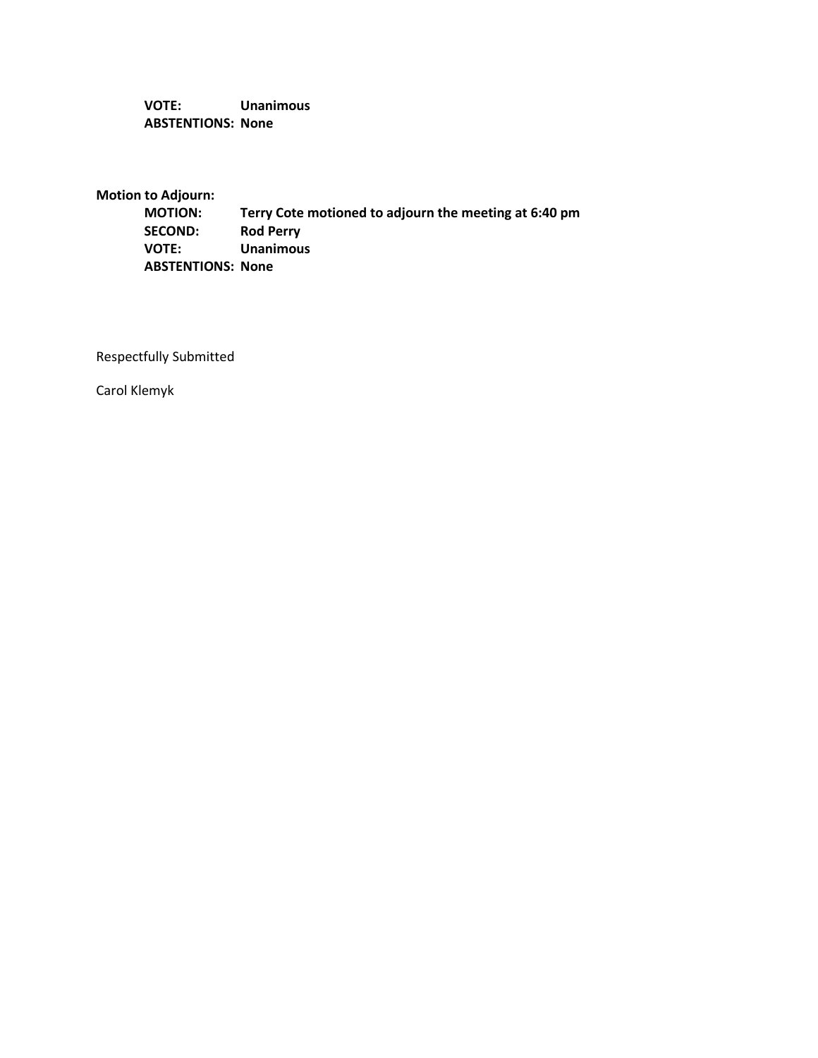**VOTE: Unanimous**
**ABSTENTIONS: None**

**Motion to Adjourn:**

**MOTION: Terry Cote motioned to adjourn the meeting at 6:40 pm**
**SECOND: Rod Perry**
**VOTE: Unanimous**
**ABSTENTIONS: None**

Respectfully Submitted

Carol Klemyk